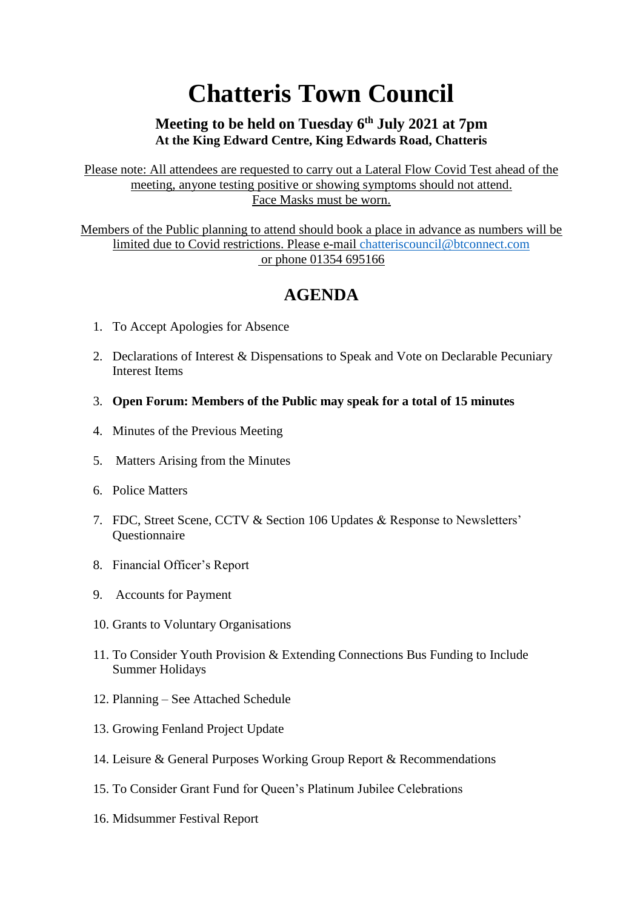# Chatteris Town Council

**Meeting to be held on Tuesday 6th July 2021 at 7pm**
**At the King Edward Centre, King Edwards Road, Chatteris**

Please note: All attendees are requested to carry out a Lateral Flow Covid Test ahead of the meeting, anyone testing positive or showing symptoms should not attend.
Face Masks must be worn.

Members of the Public planning to attend should book a place in advance as numbers will be limited due to Covid restrictions. Please e-mail chatteriscouncil@btconnect.com or phone 01354 695166

## AGENDA

1. To Accept Apologies for Absence
2. Declarations of Interest & Dispensations to Speak and Vote on Declarable Pecuniary Interest Items
3. **Open Forum: Members of the Public may speak for a total of 15 minutes**
4. Minutes of the Previous Meeting
5. Matters Arising from the Minutes
6. Police Matters
7. FDC, Street Scene, CCTV & Section 106 Updates & Response to Newsletters' Questionnaire
8. Financial Officer's Report
9. Accounts for Payment
10. Grants to Voluntary Organisations
11. To Consider Youth Provision & Extending Connections Bus Funding to Include Summer Holidays
12. Planning – See Attached Schedule
13. Growing Fenland Project Update
14. Leisure & General Purposes Working Group Report & Recommendations
15. To Consider Grant Fund for Queen's Platinum Jubilee Celebrations
16. Midsummer Festival Report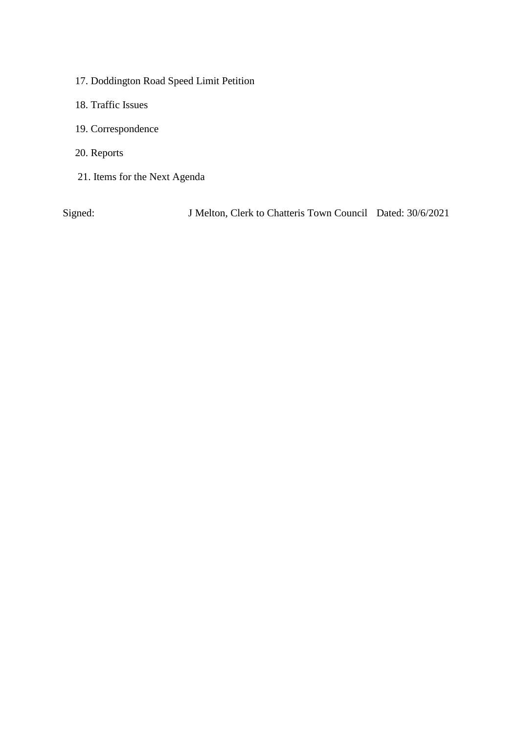17. Doddington Road Speed Limit Petition
18. Traffic Issues
19. Correspondence
20. Reports
21. Items for the Next Agenda

Signed: J Melton, Clerk to Chatteris Town Council Dated: 30/6/2021